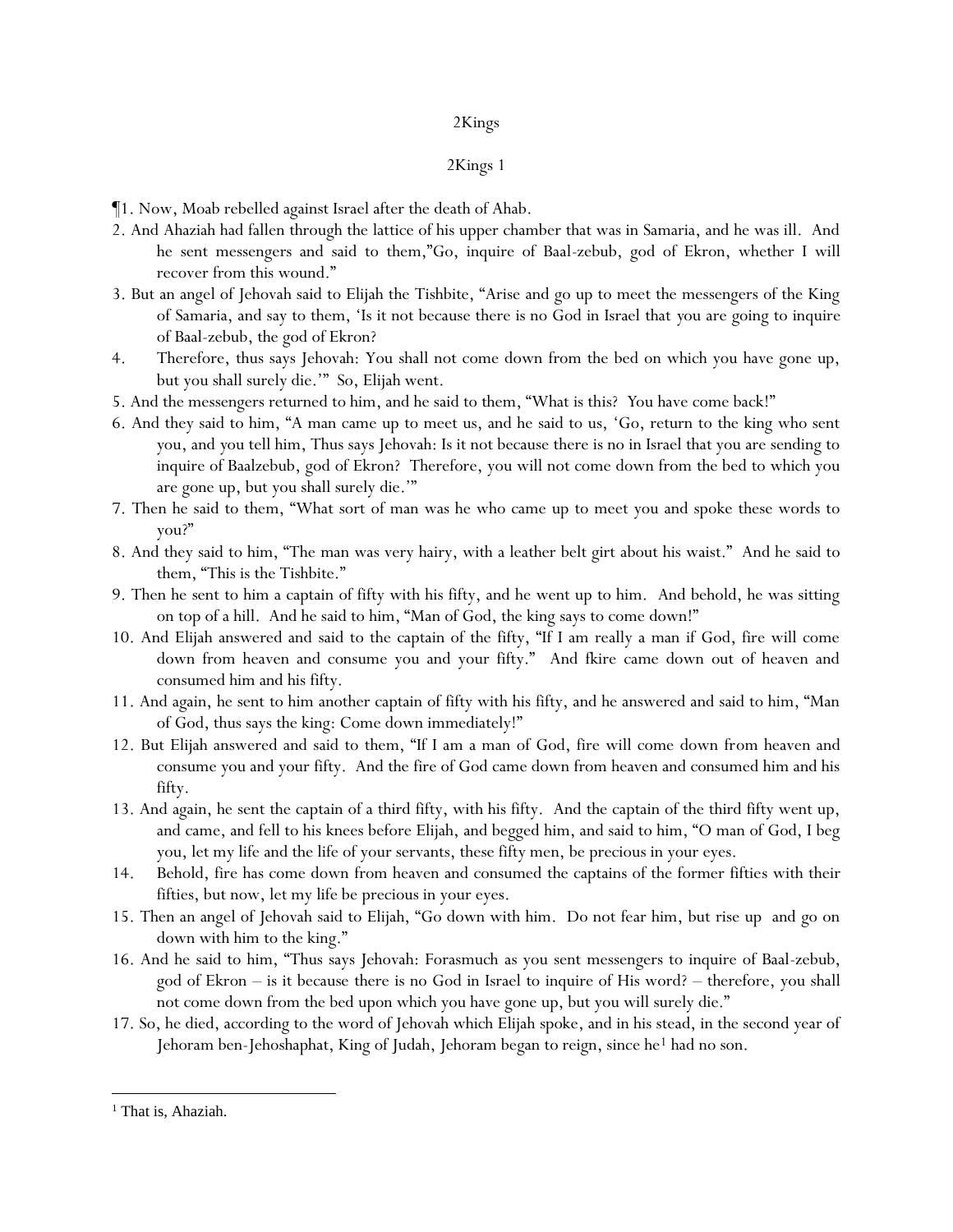# 2Kings

## 2Kings 1

¶1. Now, Moab rebelled against Israel after the death of Ahab.

2. And Ahaziah had fallen through the lattice of his upper chamber that was in Samaria, and he was ill. And he sent messengers and said to them,"Go, inquire of Baal-zebub, god of Ekron, whether I will recover from this wound."

3. But an angel of Jehovah said to Elijah the Tishbite, "Arise and go up to meet the messengers of the King of Samaria, and say to them, 'Is it not because there is no God in Israel that you are going to inquire of Baal-zebub, the god of Ekron?

4. Therefore, thus says Jehovah: You shall not come down from the bed on which you have gone up, but you shall surely die.'" So, Elijah went.

5. And the messengers returned to him, and he said to them, "What is this? You have come back!"

6. And they said to him, "A man came up to meet us, and he said to us, 'Go, return to the king who sent you, and you tell him, Thus says Jehovah: Is it not because there is no in Israel that you are sending to inquire of Baalzebub, god of Ekron? Therefore, you will not come down from the bed to which you are gone up, but you shall surely die.'"

7. Then he said to them, "What sort of man was he who came up to meet you and spoke these words to you?"

8. And they said to him, "The man was very hairy, with a leather belt girt about his waist." And he said to them, "This is the Tishbite."

9. Then he sent to him a captain of fifty with his fifty, and he went up to him. And behold, he was sitting on top of a hill. And he said to him, "Man of God, the king says to come down!"

10. And Elijah answered and said to the captain of the fifty, "If I am really a man if God, fire will come down from heaven and consume you and your fifty." And fkire came down out of heaven and consumed him and his fifty.

11. And again, he sent to him another captain of fifty with his fifty, and he answered and said to him, "Man of God, thus says the king: Come down immediately!"

12. But Elijah answered and said to them, "If I am a man of God, fire will come down from heaven and consume you and your fifty. And the fire of God came down from heaven and consumed him and his fifty.

13. And again, he sent the captain of a third fifty, with his fifty. And the captain of the third fifty went up, and came, and fell to his knees before Elijah, and begged him, and said to him, "O man of God, I beg you, let my life and the life of your servants, these fifty men, be precious in your eyes.

14. Behold, fire has come down from heaven and consumed the captains of the former fifties with their fifties, but now, let my life be precious in your eyes.

15. Then an angel of Jehovah said to Elijah, "Go down with him. Do not fear him, but rise up and go on down with him to the king."

16. And he said to him, "Thus says Jehovah: Forasmuch as you sent messengers to inquire of Baal-zebub, god of Ekron – is it because there is no God in Israel to inquire of His word? – therefore, you shall not come down from the bed upon which you have gone up, but you will surely die."

17. So, he died, according to the word of Jehovah which Elijah spoke, and in his stead, in the second year of Jehoram ben-Jehoshaphat, King of Judah, Jehoram began to reign, since he[1] had no son.

---

[1] That is, Ahaziah.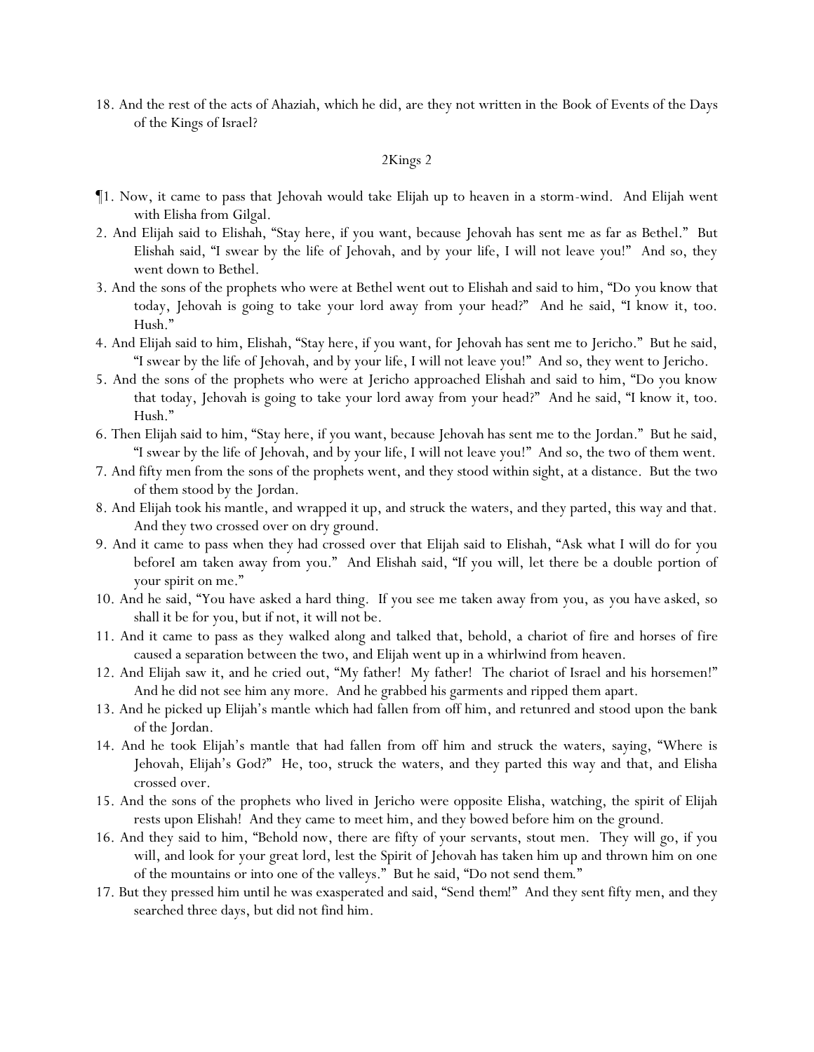18. And the rest of the acts of Ahaziah, which he did, are they not written in the Book of Events of the Days of the Kings of Israel?

## 2Kings 2

¶1. Now, it came to pass that Jehovah would take Elijah up to heaven in a storm-wind. And Elijah went with Elisha from Gilgal.

2. And Elijah said to Elishah, "Stay here, if you want, because Jehovah has sent me as far as Bethel." But Elishah said, "I swear by the life of Jehovah, and by your life, I will not leave you!" And so, they went down to Bethel.

3. And the sons of the prophets who were at Bethel went out to Elishah and said to him, "Do you know that today, Jehovah is going to take your lord away from your head?" And he said, "I know it, too. Hush."

4. And Elijah said to him, Elishah, "Stay here, if you want, for Jehovah has sent me to Jericho." But he said, "I swear by the life of Jehovah, and by your life, I will not leave you!" And so, they went to Jericho.

5. And the sons of the prophets who were at Jericho approached Elishah and said to him, "Do you know that today, Jehovah is going to take your lord away from your head?" And he said, "I know it, too. Hush."

6. Then Elijah said to him, "Stay here, if you want, because Jehovah has sent me to the Jordan." But he said, "I swear by the life of Jehovah, and by your life, I will not leave you!" And so, the two of them went.

7. And fifty men from the sons of the prophets went, and they stood within sight, at a distance. But the two of them stood by the Jordan.

8. And Elijah took his mantle, and wrapped it up, and struck the waters, and they parted, this way and that. And they two crossed over on dry ground.

9. And it came to pass when they had crossed over that Elijah said to Elishah, "Ask what I will do for you beforeI am taken away from you." And Elishah said, "If you will, let there be a double portion of your spirit on me."

10. And he said, "You have asked a hard thing. If you see me taken away from you, as you have asked, so shall it be for you, but if not, it will not be.

11. And it came to pass as they walked along and talked that, behold, a chariot of fire and horses of fire caused a separation between the two, and Elijah went up in a whirlwind from heaven.

12. And Elijah saw it, and he cried out, "My father! My father! The chariot of Israel and his horsemen!" And he did not see him any more. And he grabbed his garments and ripped them apart.

13. And he picked up Elijah's mantle which had fallen from off him, and retunred and stood upon the bank of the Jordan.

14. And he took Elijah's mantle that had fallen from off him and struck the waters, saying, "Where is Jehovah, Elijah's God?" He, too, struck the waters, and they parted this way and that, and Elisha crossed over.

15. And the sons of the prophets who lived in Jericho were opposite Elisha, watching, the spirit of Elijah rests upon Elishah! And they came to meet him, and they bowed before him on the ground.

16. And they said to him, "Behold now, there are fifty of your servants, stout men. They will go, if you will, and look for your great lord, lest the Spirit of Jehovah has taken him up and thrown him on one of the mountains or into one of the valleys." But he said, "Do not send them."

17. But they pressed him until he was exasperated and said, "Send them!" And they sent fifty men, and they searched three days, but did not find him.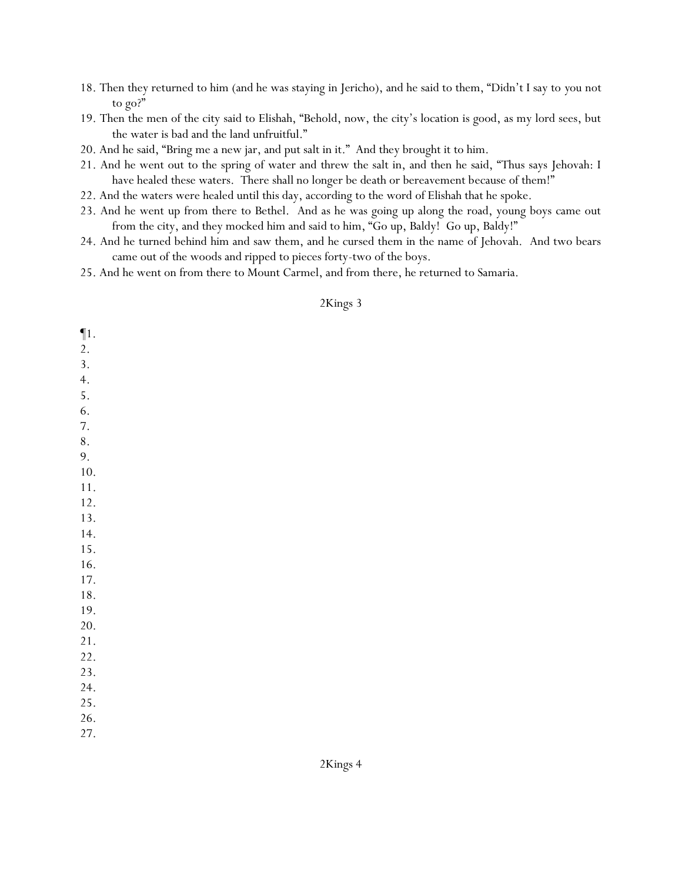18. Then they returned to him (and he was staying in Jericho), and he said to them, “Didn’t I say to you not to go?”
19. Then the men of the city said to Elishah, “Behold, now, the city’s location is good, as my lord sees, but the water is bad and the land unfruitful.”
20. And he said, “Bring me a new jar, and put salt in it.” And they brought it to him.
21. And he went out to the spring of water and threw the salt in, and then he said, “Thus says Jehovah: I have healed these waters. There shall no longer be death or bereavement because of them!”
22. And the waters were healed until this day, according to the word of Elishah that he spoke.
23. And he went up from there to Bethel. And as he was going up along the road, young boys came out from the city, and they mocked him and said to him, “Go up, Baldy! Go up, Baldy!”
24. And he turned behind him and saw them, and he cursed them in the name of Jehovah. And two bears came out of the woods and ripped to pieces forty-two of the boys.
25. And he went on from there to Mount Carmel, and from there, he returned to Samaria.

## 2Kings 3

¶1.
2.
3.
4.
5.
6.
7.
8.
9.
10.
11.
12.
13.
14.
15.
16.
17.
18.
19.
20.
21.
22.
23.
24.
25.
26.
27.

## 2Kings 4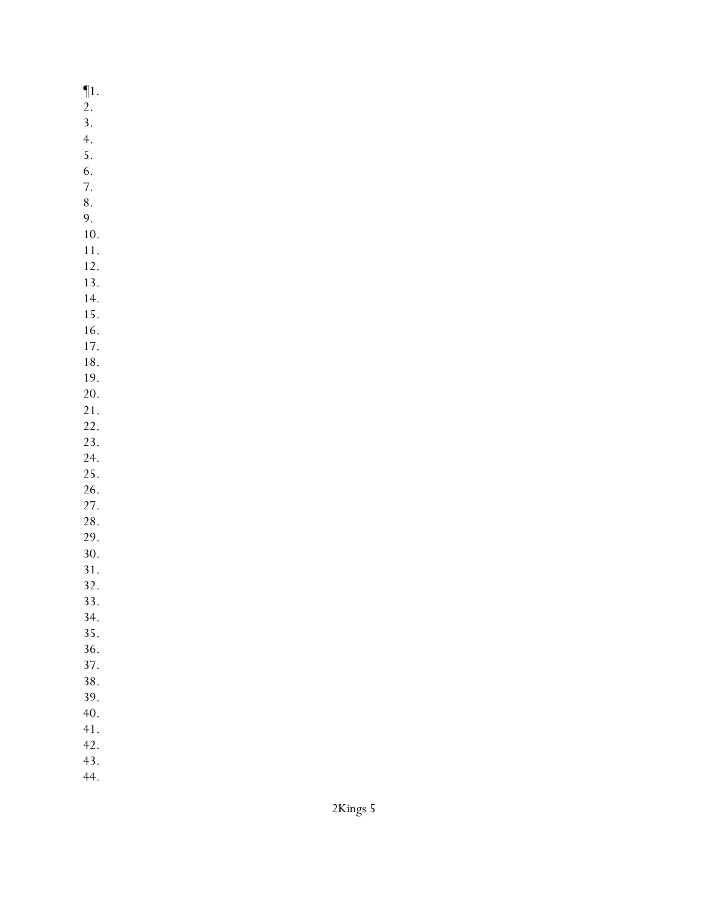¶1.
2.
3.
4.
5.
6.
7.
8.
9.
10.
11.
12.
13.
14.
15.
16.
17.
18.
19.
20.
21.
22.
23.
24.
25.
26.
27.
28.
29.
30.
31.
32.
33.
34.
35.
36.
37.
38.
39.
40.
41.
42.
43.
44.

2Kings 5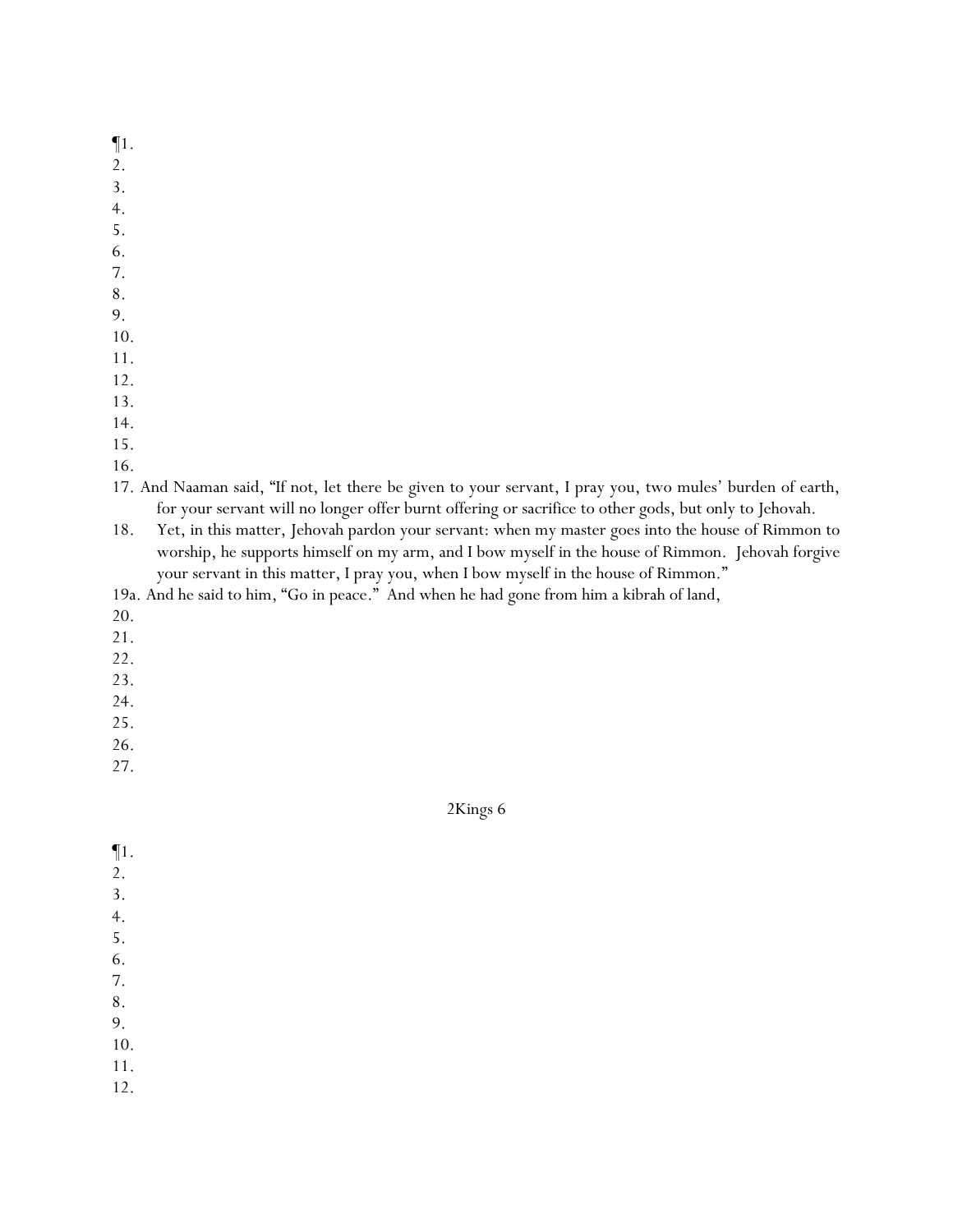¶1.
2.
3.
4.
5.
6.
7.
8.
9.
10.
11.
12.
13.
14.
15.
16.
17. And Naaman said, "If not, let there be given to your servant, I pray you, two mules' burden of earth, for your servant will no longer offer burnt offering or sacrifice to other gods, but only to Jehovah.
18. Yet, in this matter, Jehovah pardon your servant: when my master goes into the house of Rimmon to worship, he supports himself on my arm, and I bow myself in the house of Rimmon. Jehovah forgive your servant in this matter, I pray you, when I bow myself in the house of Rimmon."
19a. And he said to him, "Go in peace." And when he had gone from him a kibrah of land,
20.
21.
22.
23.
24.
25.
26.
27.

## 2Kings 6

¶1.
2.
3.
4.
5.
6.
7.
8.
9.
10.
11.
12.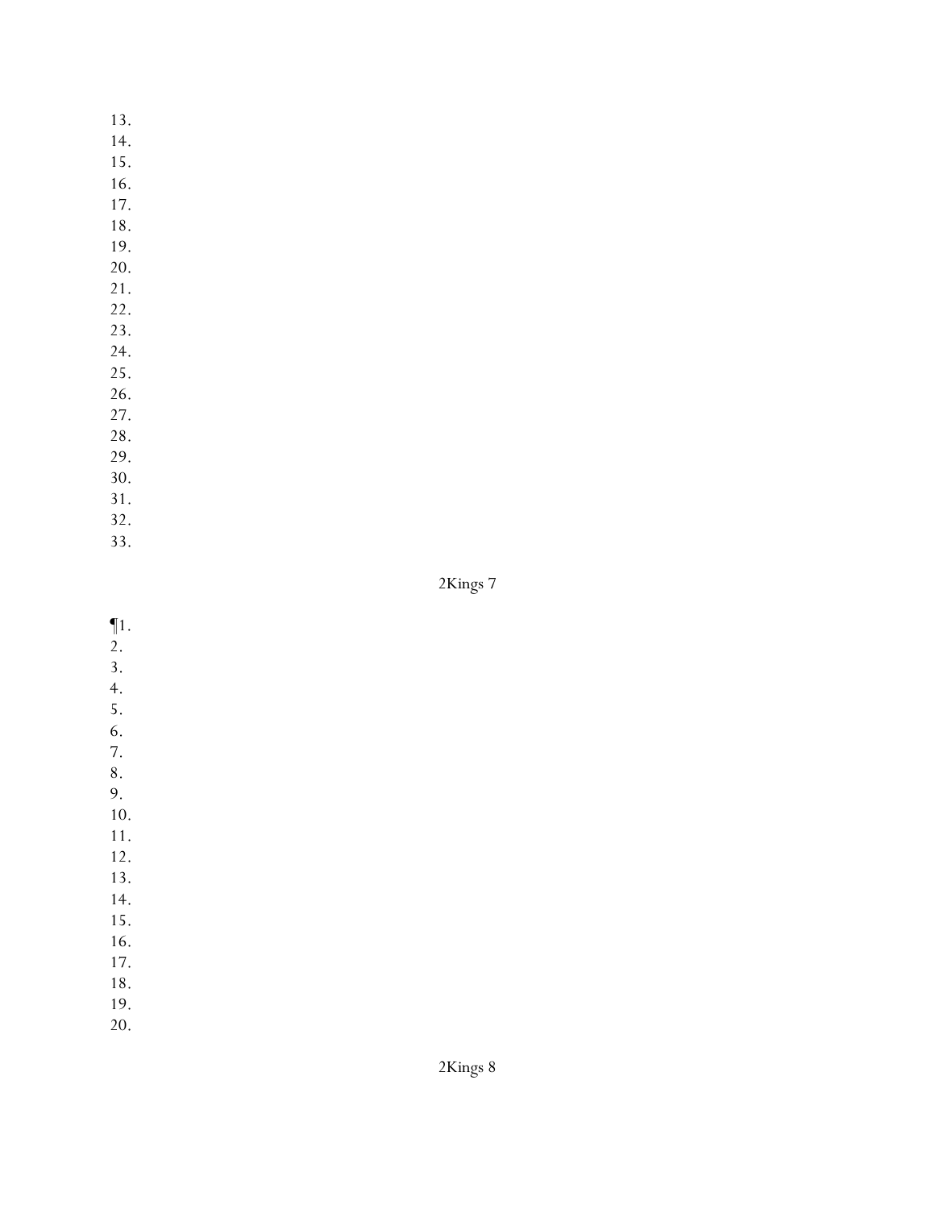13.
14.
15.
16.
17.
18.
19.
20.
21.
22.
23.
24.
25.
26.
27.
28.
29.
30.
31.
32.
33.

## 2Kings 7

¶1.
2.
3.
4.
5.
6.
7.
8.
9.
10.
11.
12.
13.
14.
15.
16.
17.
18.
19.
20.

## 2Kings 8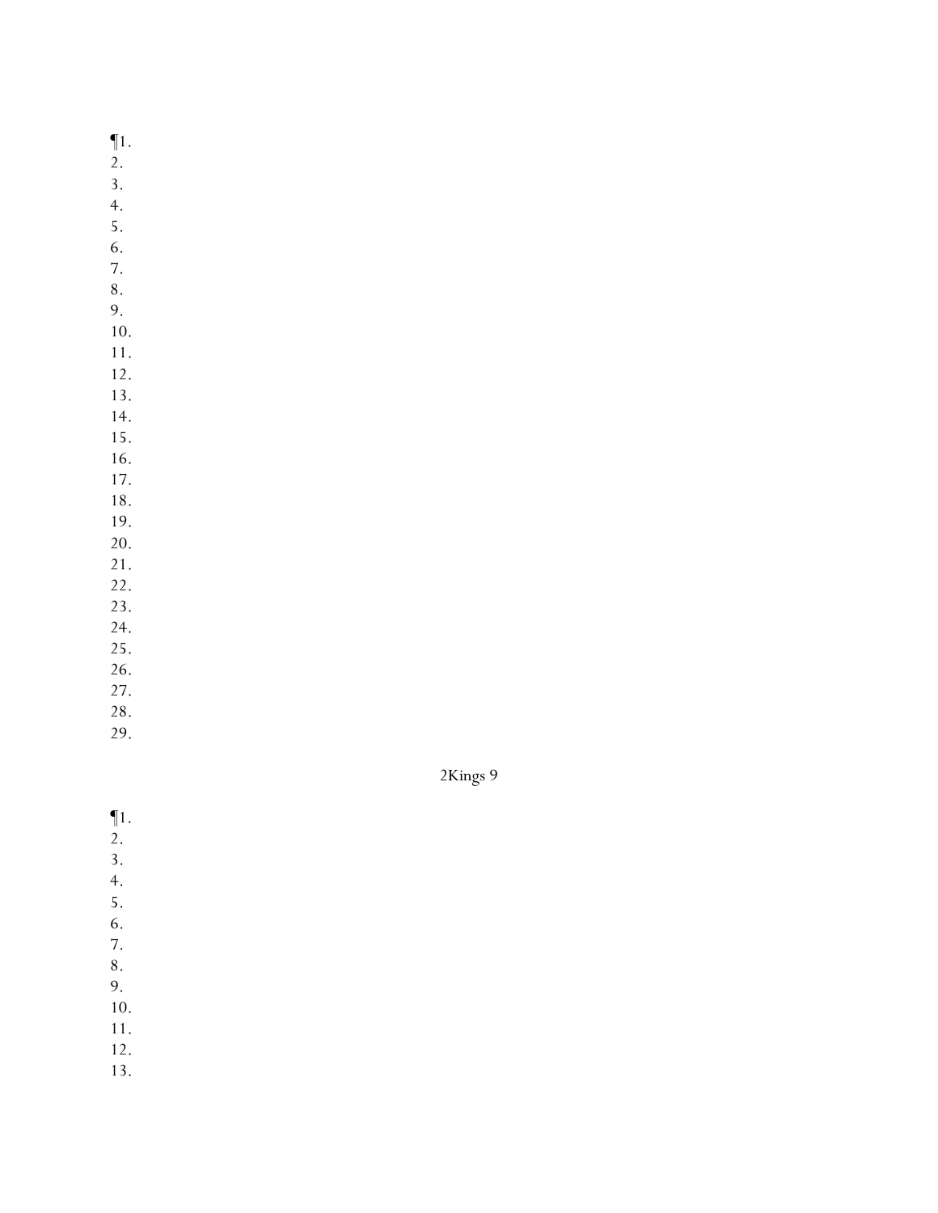¶1.
2.
3.
4.
5.
6.
7.
8.
9.
10.
11.
12.
13.
14.
15.
16.
17.
18.
19.
20.
21.
22.
23.
24.
25.
26.
27.
28.
29.

## 2Kings 9

¶1.
2.
3.
4.
5.
6.
7.
8.
9.
10.
11.
12.
13.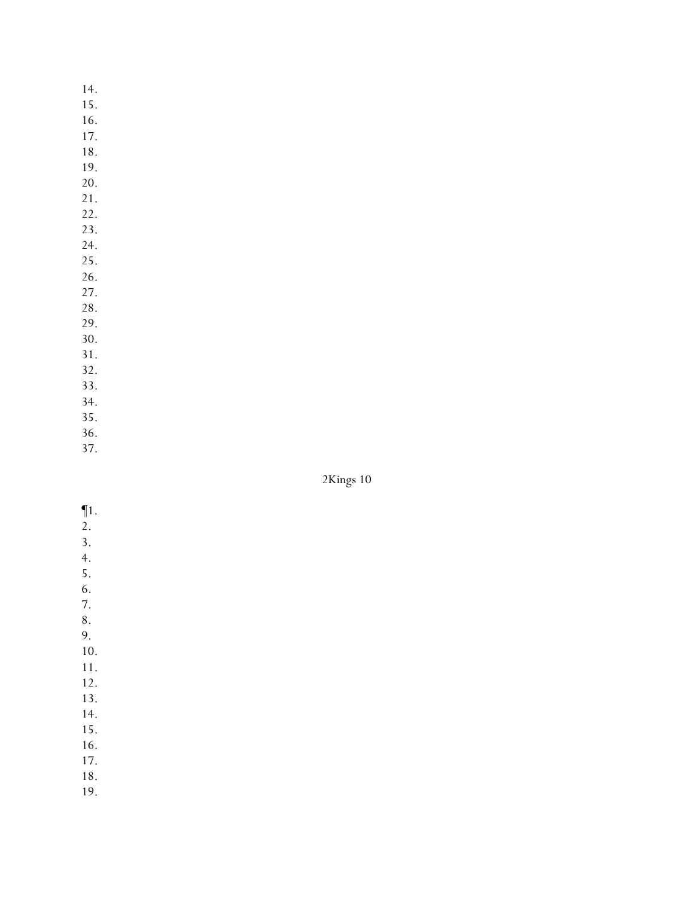14.
15.
16.
17.
18.
19.
20.
21.
22.
23.
24.
25.
26.
27.
28.
29.
30.
31.
32.
33.
34.
35.
36.
37.

## 2Kings 10

¶1.
2.
3.
4.
5.
6.
7.
8.
9.
10.
11.
12.
13.
14.
15.
16.
17.
18.
19.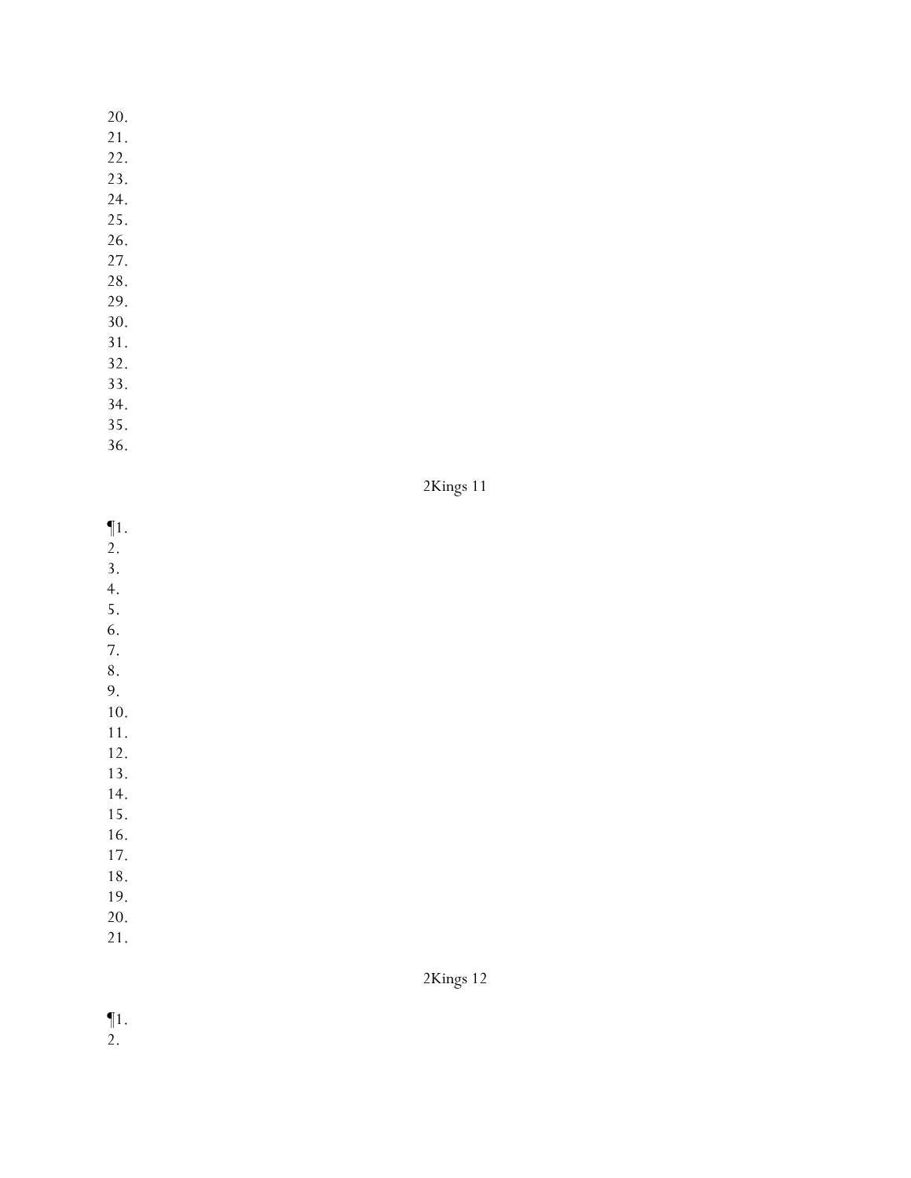20.
21.
22.
23.
24.
25.
26.
27.
28.
29.
30.
31.
32.
33.
34.
35.
36.

## 2Kings 11

¶1.
2.
3.
4.
5.
6.
7.
8.
9.
10.
11.
12.
13.
14.
15.
16.
17.
18.
19.
20.
21.

## 2Kings 12

¶1.
2.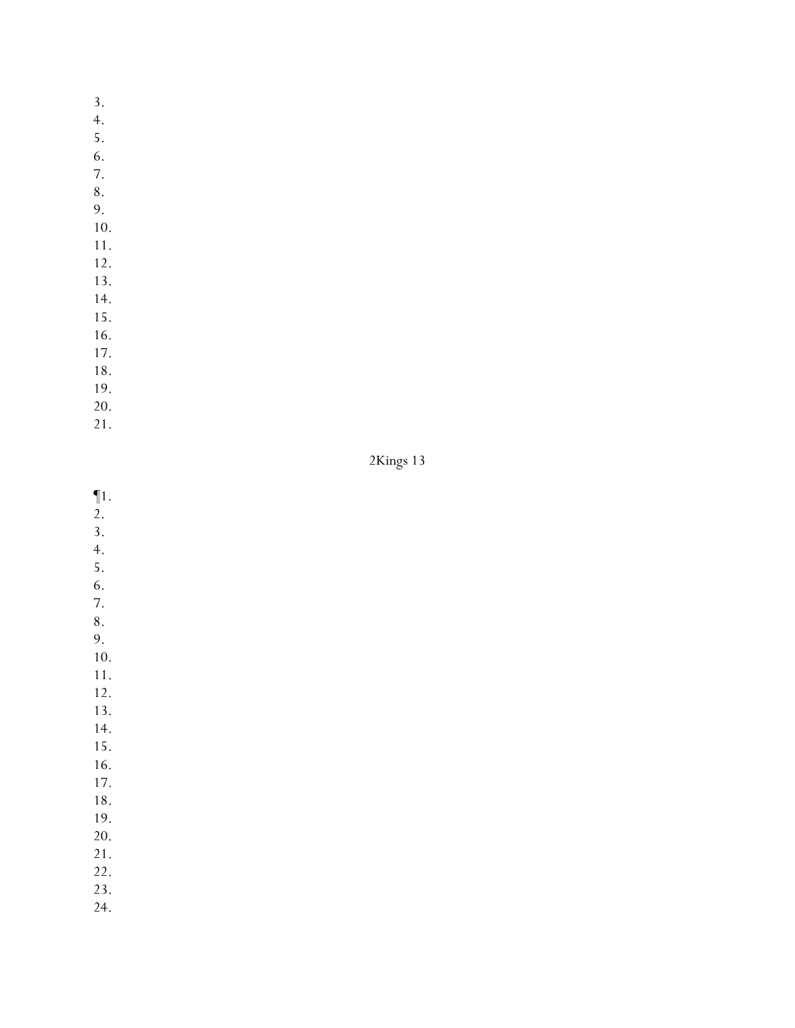3.
4.
5.
6.
7.
8.
9.
10.
11.
12.
13.
14.
15.
16.
17.
18.
19.
20.
21.

## 2Kings 13

¶1.
2.
3.
4.
5.
6.
7.
8.
9.
10.
11.
12.
13.
14.
15.
16.
17.
18.
19.
20.
21.
22.
23.
24.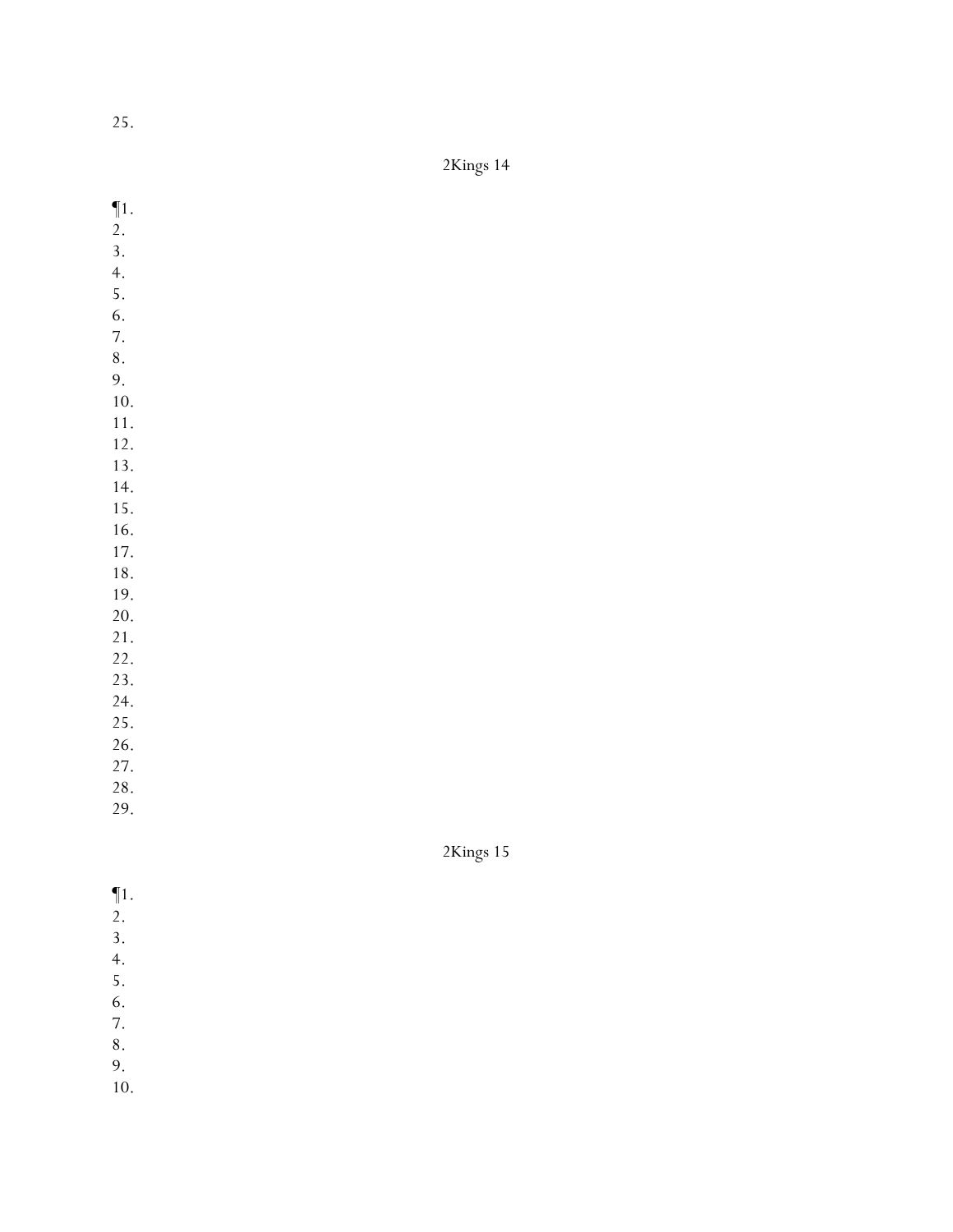25.

2Kings 14

¶1.
2.
3.
4.
5.
6.
7.
8.
9.
10.
11.
12.
13.
14.
15.
16.
17.
18.
19.
20.
21.
22.
23.
24.
25.
26.
27.
28.
29.

2Kings 15

¶1.
2.
3.
4.
5.
6.
7.
8.
9.
10.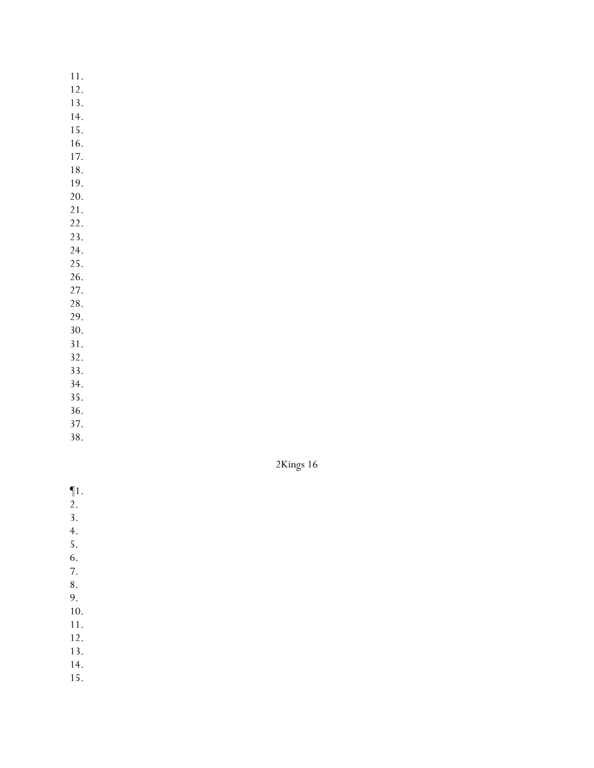11.
12.
13.
14.
15.
16.
17.
18.
19.
20.
21.
22.
23.
24.
25.
26.
27.
28.
29.
30.
31.
32.
33.
34.
35.
36.
37.
38.

2Kings 16

¶1.
2.
3.
4.
5.
6.
7.
8.
9.
10.
11.
12.
13.
14.
15.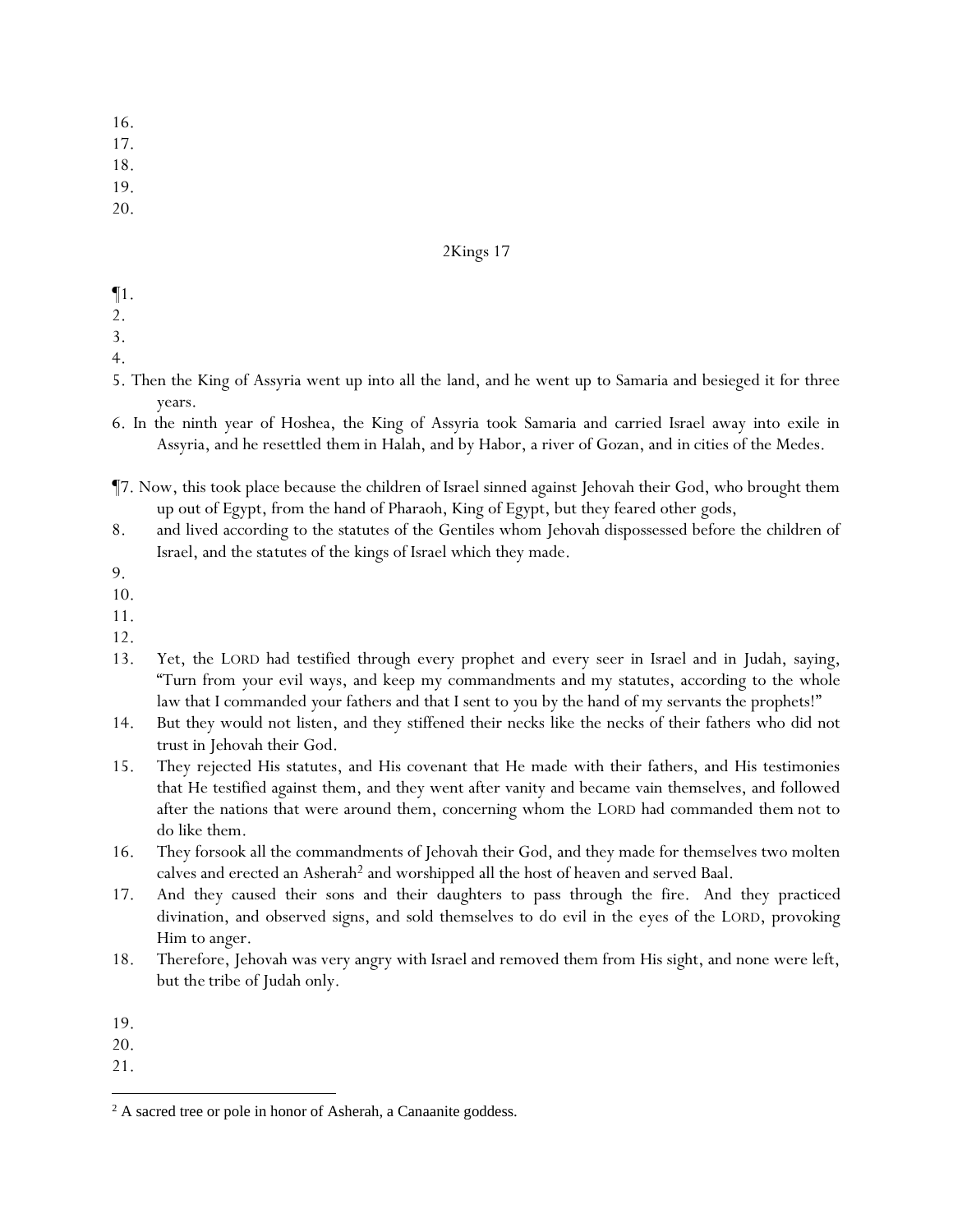16.
17.
18.
19.
20.

## 2Kings 17

¶1.
2.
3.
4.
5. Then the King of Assyria went up into all the land, and he went up to Samaria and besieged it for three years.
6. In the ninth year of Hoshea, the King of Assyria took Samaria and carried Israel away into exile in Assyria, and he resettled them in Halah, and by Habor, a river of Gozan, and in cities of the Medes.

¶7. Now, this took place because the children of Israel sinned against Jehovah their God, who brought them up out of Egypt, from the hand of Pharaoh, King of Egypt, but they feared other gods,
8. and lived according to the statutes of the Gentiles whom Jehovah dispossessed before the children of Israel, and the statutes of the kings of Israel which they made.
9.
10.
11.
12.
13. Yet, the LORD had testified through every prophet and every seer in Israel and in Judah, saying, "Turn from your evil ways, and keep my commandments and my statutes, according to the whole law that I commanded your fathers and that I sent to you by the hand of my servants the prophets!"
14. But they would not listen, and they stiffened their necks like the necks of their fathers who did not trust in Jehovah their God.
15. They rejected His statutes, and His covenant that He made with their fathers, and His testimonies that He testified against them, and they went after vanity and became vain themselves, and followed after the nations that were around them, concerning whom the LORD had commanded them not to do like them.
16. They forsook all the commandments of Jehovah their God, and they made for themselves two molten calves and erected an Asherah[2] and worshipped all the host of heaven and served Baal.
17. And they caused their sons and their daughters to pass through the fire. And they practiced divination, and observed signs, and sold themselves to do evil in the eyes of the LORD, provoking Him to anger.
18. Therefore, Jehovah was very angry with Israel and removed them from His sight, and none were left, but the tribe of Judah only.

19.
20.
21.

[2] A sacred tree or pole in honor of Asherah, a Canaanite goddess.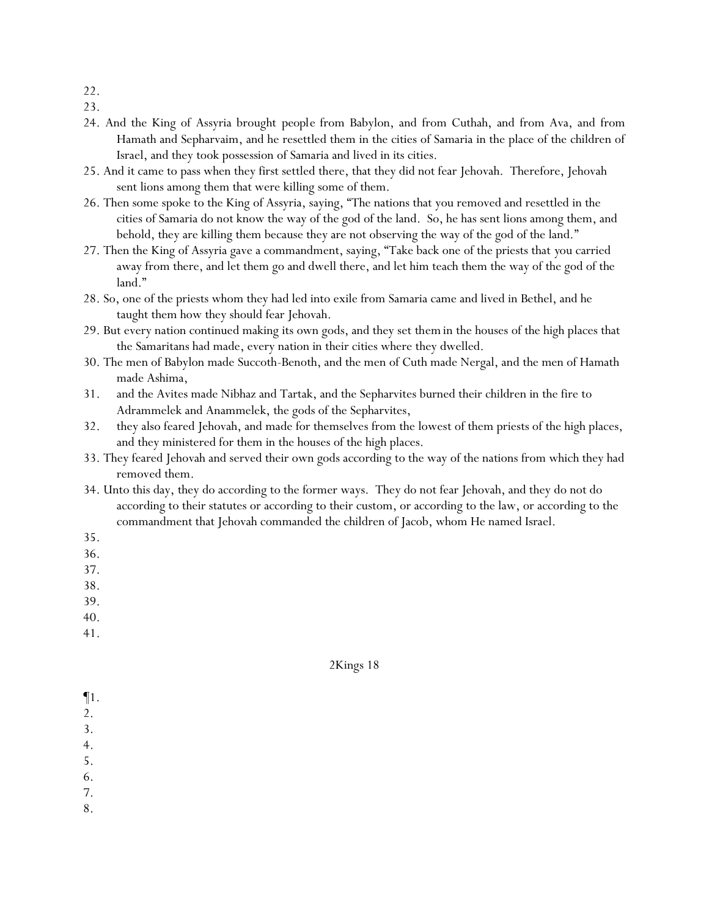22.
23.
24. And the King of Assyria brought people from Babylon, and from Cuthah, and from Ava, and from Hamath and Sepharvaim, and he resettled them in the cities of Samaria in the place of the children of Israel, and they took possession of Samaria and lived in its cities.
25. And it came to pass when they first settled there, that they did not fear Jehovah. Therefore, Jehovah sent lions among them that were killing some of them.
26. Then some spoke to the King of Assyria, saying, "The nations that you removed and resettled in the cities of Samaria do not know the way of the god of the land. So, he has sent lions among them, and behold, they are killing them because they are not observing the way of the god of the land."
27. Then the King of Assyria gave a commandment, saying, "Take back one of the priests that you carried away from there, and let them go and dwell there, and let him teach them the way of the god of the land."
28. So, one of the priests whom they had led into exile from Samaria came and lived in Bethel, and he taught them how they should fear Jehovah.
29. But every nation continued making its own gods, and they set them in the houses of the high places that the Samaritans had made, every nation in their cities where they dwelled.
30. The men of Babylon made Succoth-Benoth, and the men of Cuth made Nergal, and the men of Hamath made Ashima,
31. and the Avites made Nibhaz and Tartak, and the Sepharvites burned their children in the fire to Adrammelek and Anammelek, the gods of the Sepharvites,
32. they also feared Jehovah, and made for themselves from the lowest of them priests of the high places, and they ministered for them in the houses of the high places.
33. They feared Jehovah and served their own gods according to the way of the nations from which they had removed them.
34. Unto this day, they do according to the former ways. They do not fear Jehovah, and they do not do according to their statutes or according to their custom, or according to the law, or according to the commandment that Jehovah commanded the children of Jacob, whom He named Israel.
35.
36.
37.
38.
39.
40.
41.

## 2Kings 18

¶1.
2.
3.
4.
5.
6.
7.
8.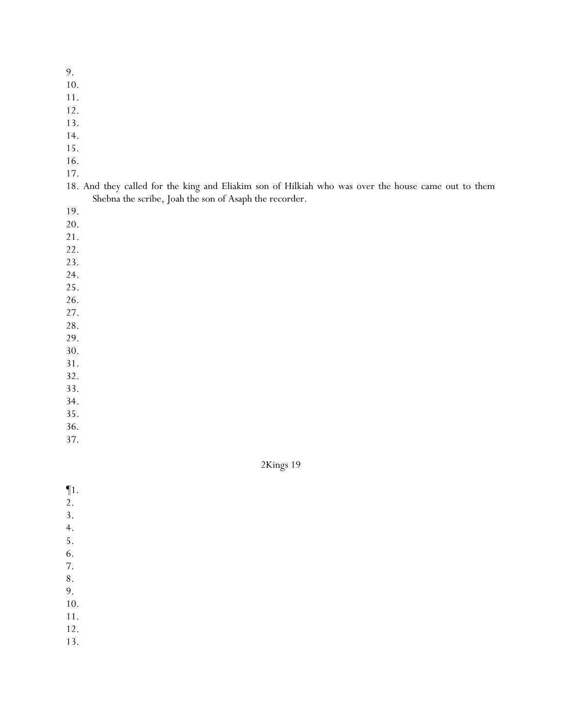9.
10.
11.
12.
13.
14.
15.
16.
17.
18. And they called for the king and Eliakim son of Hilkiah who was over the house came out to them Shebna the scribe, Joah the son of Asaph the recorder.
19.
20.
21.
22.
23.
24.
25.
26.
27.
28.
29.
30.
31.
32.
33.
34.
35.
36.
37.

## 2Kings 19

¶1.
2.
3.
4.
5.
6.
7.
8.
9.
10.
11.
12.
13.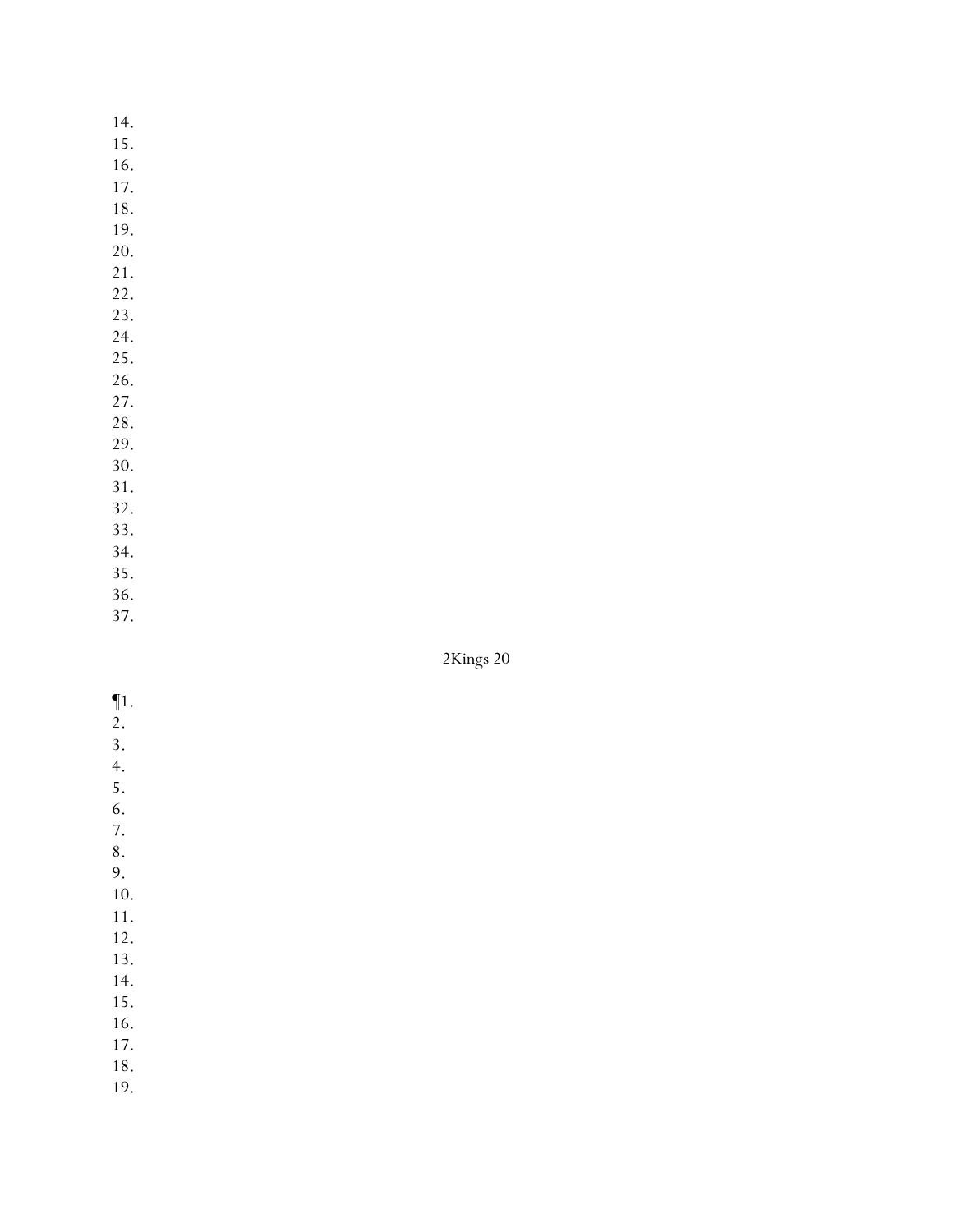14.
15.
16.
17.
18.
19.
20.
21.
22.
23.
24.
25.
26.
27.
28.
29.
30.
31.
32.
33.
34.
35.
36.
37.

## 2Kings 20

¶1.
2.
3.
4.
5.
6.
7.
8.
9.
10.
11.
12.
13.
14.
15.
16.
17.
18.
19.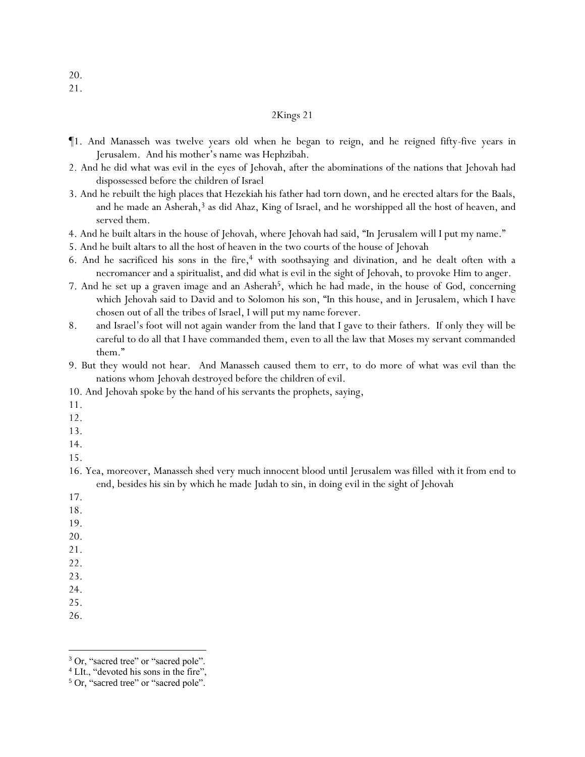20.
21.

## 2Kings 21

¶1. And Manasseh was twelve years old when he began to reign, and he reigned fifty-five years in Jerusalem. And his mother's name was Hephzibah.

2. And he did what was evil in the eyes of Jehovah, after the abominations of the nations that Jehovah had dispossessed before the children of Israel

3. And he rebuilt the high places that Hezekiah his father had torn down, and he erected altars for the Baals, and he made an Asherah,[3] as did Ahaz, King of Israel, and he worshipped all the host of heaven, and served them.

4. And he built altars in the house of Jehovah, where Jehovah had said, "In Jerusalem will I put my name."

5. And he built altars to all the host of heaven in the two courts of the house of Jehovah

6. And he sacrificed his sons in the fire,[4] with soothsaying and divination, and he dealt often with a necromancer and a spiritualist, and did what is evil in the sight of Jehovah, to provoke Him to anger.

7. And he set up a graven image and an Asherah[5], which he had made, in the house of God, concerning which Jehovah said to David and to Solomon his son, "In this house, and in Jerusalem, which I have chosen out of all the tribes of Israel, I will put my name forever.

8. and Israel's foot will not again wander from the land that I gave to their fathers. If only they will be careful to do all that I have commanded them, even to all the law that Moses my servant commanded them."

9. But they would not hear. And Manasseh caused them to err, to do more of what was evil than the nations whom Jehovah destroyed before the children of evil.

10. And Jehovah spoke by the hand of his servants the prophets, saying,

11.

12.

13.

14.

15.

16. Yea, moreover, Manasseh shed very much innocent blood until Jerusalem was filled with it from end to end, besides his sin by which he made Judah to sin, in doing evil in the sight of Jehovah

17.

18.

19.

20.

21.

22.

23.

24.

25.

26.

---

[3] Or, "sacred tree" or "sacred pole".

[4] LIt., "devoted his sons in the fire",

[5] Or, "sacred tree" or "sacred pole".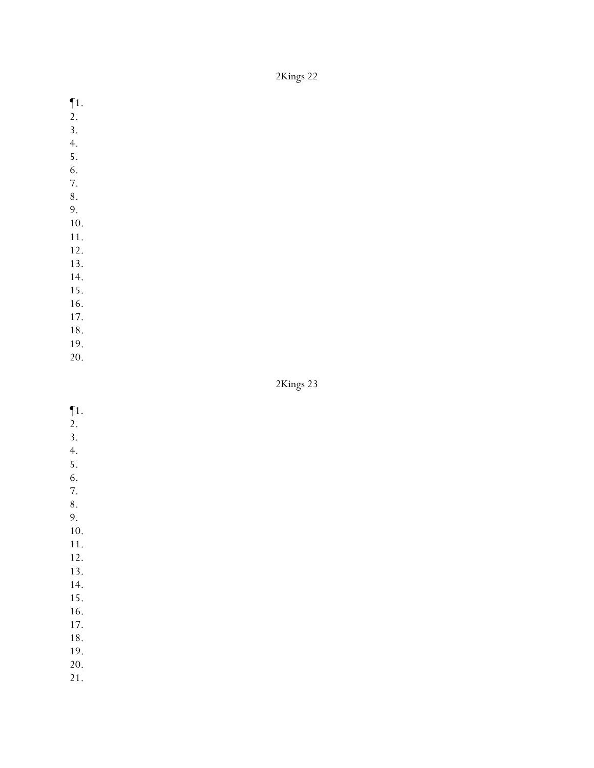2Kings 22

¶1.
2.
3.
4.
5.
6.
7.
8.
9.
10.
11.
12.
13.
14.
15.
16.
17.
18.
19.
20.

2Kings 23

¶1.
2.
3.
4.
5.
6.
7.
8.
9.
10.
11.
12.
13.
14.
15.
16.
17.
18.
19.
20.
21.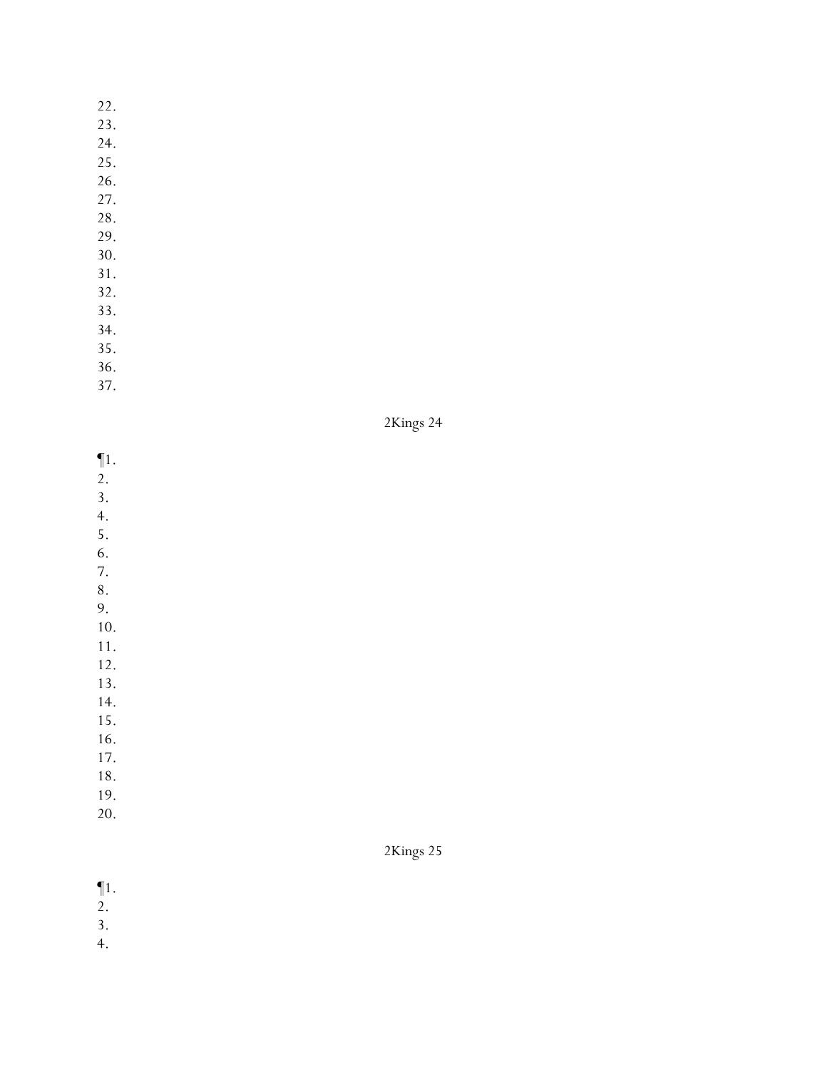22.
23.
24.
25.
26.
27.
28.
29.
30.
31.
32.
33.
34.
35.
36.
37.

2Kings 24

¶1.
2.
3.
4.
5.
6.
7.
8.
9.
10.
11.
12.
13.
14.
15.
16.
17.
18.
19.
20.

2Kings 25

¶1.
2.
3.
4.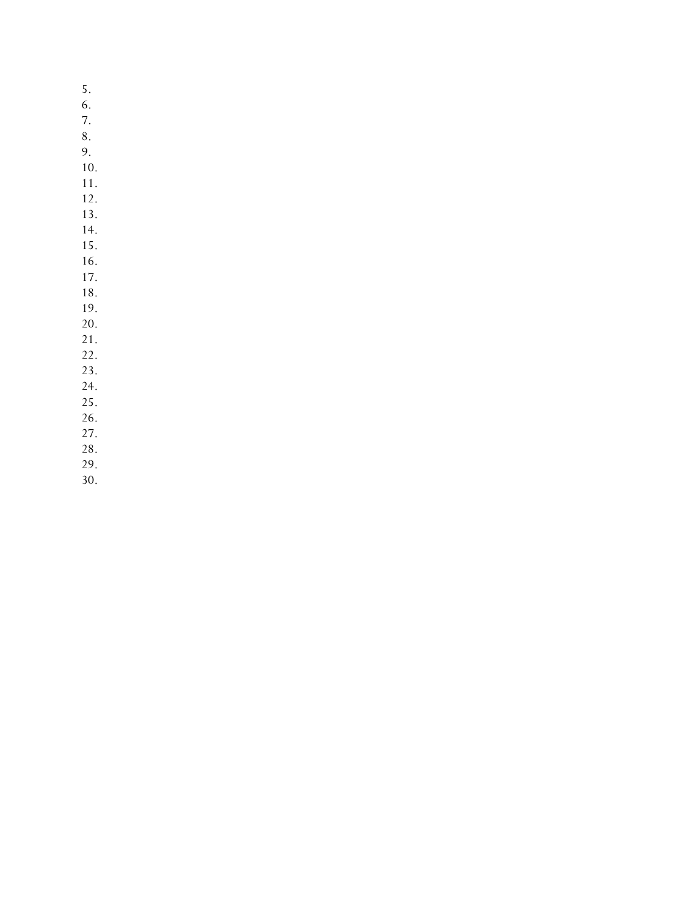5.
6.
7.
8.
9.
10.
11.
12.
13.
14.
15.
16.
17.
18.
19.
20.
21.
22.
23.
24.
25.
26.
27.
28.
29.
30.